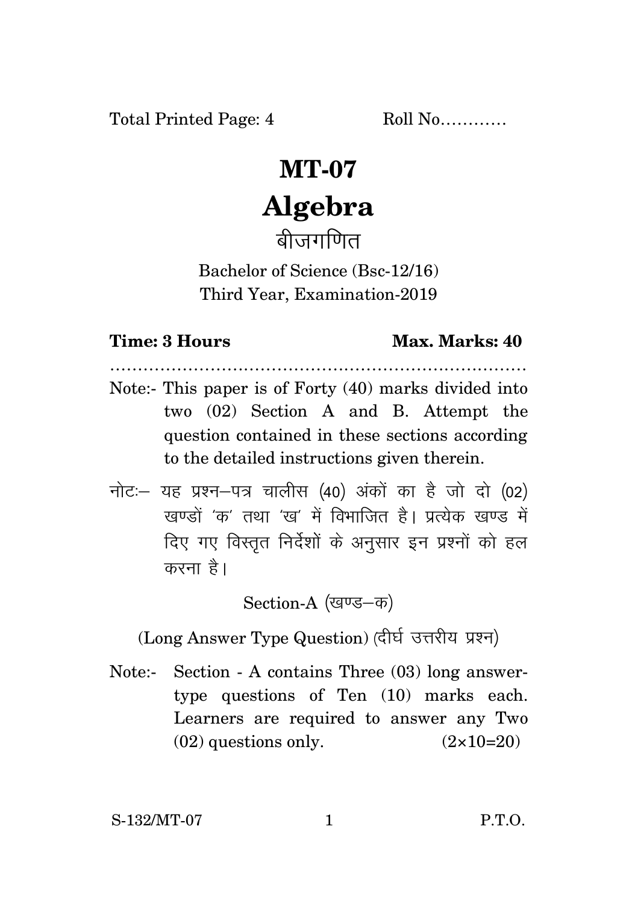Total Printed Page: 4 Roll No…………

# MT-07

# Algebra

## बीजगणित

Bachelor of Science (Bsc-12/16)
Third Year, Examination-2019

**Time: 3 Hours** **Max. Marks: 40**

…………………………………………………………………

Note:- This paper is of Forty (40) marks divided into two (02) Section A and B. Attempt the question contained in these sections according to the detailed instructions given therein.

नोटः– यह प्रश्न–पत्र चालीस (40) अंकों का है जो दो (02) खण्डों 'क' तथा 'ख' में विभाजित है। प्रत्येक खण्ड में दिए गए विस्तृत निर्देशों के अनुसार इन प्रश्नों को हल करना है।

Section-A (खण्ड–क)

(Long Answer Type Question) (दीर्घ उत्तरीय प्रश्न)

Note:- Section - A contains Three (03) long answer-type questions of Ten (10) marks each. Learners are required to answer any Two (02) questions only. $(2\times10=20)$

S-132/MT-07 P.T.O.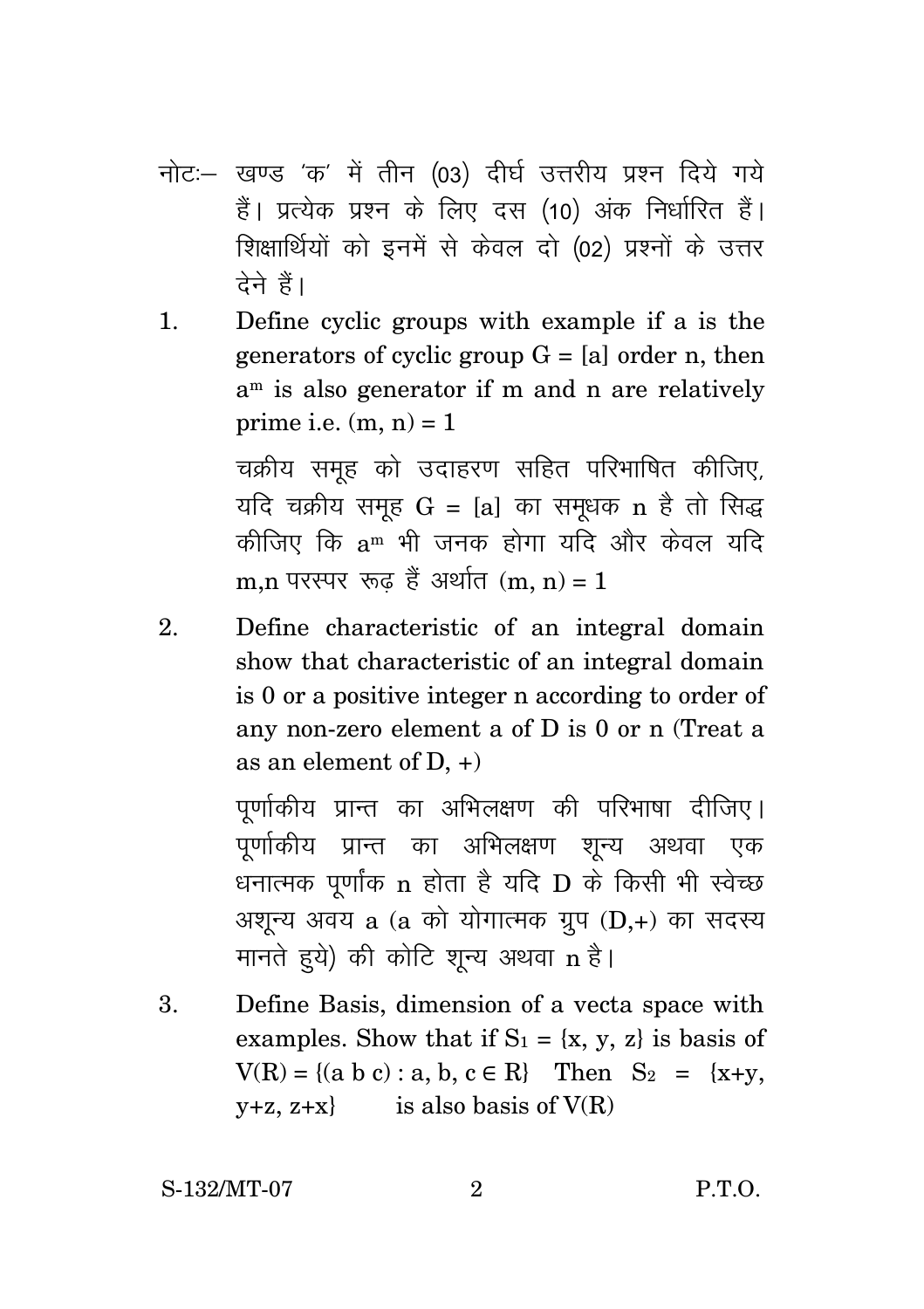नोटः– खण्ड 'क' में तीन (03) दीर्घ उत्तरीय प्रश्न दिये गये हैं। प्रत्येक प्रश्न के लिए दस (10) अंक निर्धारित हैं। शिक्षार्थियों को इनमें से केवल दो (02) प्रश्नों के उत्तर देने हैं।

1. Define cyclic groups with example if a is the generators of cyclic group $G = [a]$ order n, then $a^m$ is also generator if m and n are relatively prime i.e. $(m, n) = 1$

   चक्रीय समूह को उदाहरण सहित परिभाषित कीजिए, यदि चक्रीय समूह $G = [a]$ का समूधक n है तो सिद्ध कीजिए कि $a^m$ भी जनक होगा यदि और केवल यदि m,n परस्पर रूढ़ हैं अर्थात $(m, n) = 1$

2. Define characteristic of an integral domain show that characteristic of an integral domain is 0 or a positive integer n according to order of any non-zero element a of D is 0 or n (Treat a as an element of D, +)

   पूर्णांकीय प्रान्त का अभिलक्षण की परिभाषा दीजिए। पूर्णांकीय प्रान्त का अभिलक्षण शून्य अथवा एक धनात्मक पूर्णांक n होता है यदि D के किसी भी स्वेच्छ अशून्य अवय a (a को योगात्मक ग्रुप (D,+) का सदस्य मानते हुये) की कोटि शून्य अथवा n है।

3. Define Basis, dimension of a vecta space with examples. Show that if $S_1 = \{x, y, z\}$ is basis of $V(R) = \{(a\ b\ c) : a, b, c \in R\}$ Then $S_2 = \{x+y, y+z, z+x\}$ is also basis of $V(R)$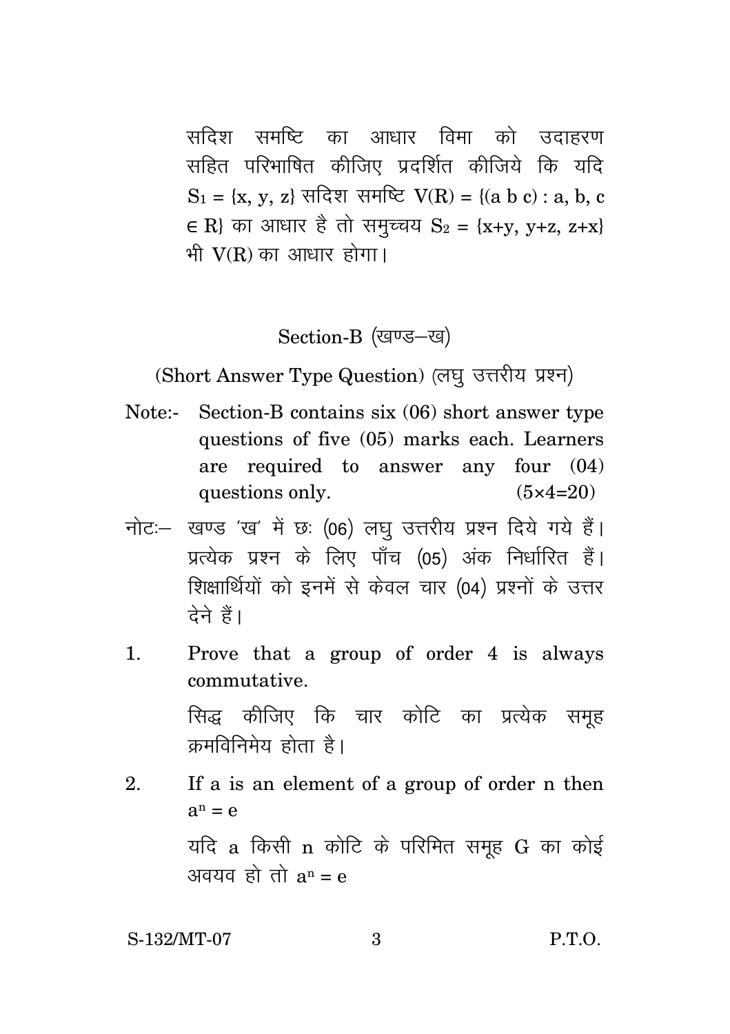सदिश समष्टि का आधार विमा को उदाहरण सहित परिभाषित कीजिए प्रदर्शित कीजिये कि यदि $S_1 = \{x, y, z\}$ सदिश समष्टि $V(R) = \{(a\ b\ c) : a, b, c \in R\}$ का आधार है तो समुच्चय $S_2 = \{x+y, y+z, z+x\}$ भी $V(R)$ का आधार होगा।

## Section-B (खण्ड–ख)

### (Short Answer Type Question) (लघु उत्तरीय प्रश्न)

Note:- Section-B contains six (06) short answer type questions of five (05) marks each. Learners are required to answer any four (04) questions only. (5×4=20)

नोटः– खण्ड 'ख' में छः (06) लघु उत्तरीय प्रश्न दिये गये हैं। प्रत्येक प्रश्न के लिए पाँच (05) अंक निर्धारित हैं। शिक्षार्थियों को इनमें से केवल चार (04) प्रश्नों के उत्तर देने हैं।

1. Prove that a group of order 4 is always commutative.

   सिद्ध कीजिए कि चार कोटि का प्रत्येक समूह क्रमविनिमेय होता है।

2. If a is an element of a group of order n then $a^n = e$

   यदि a किसी n कोटि के परिमित समूह G का कोई अवयव हो तो $a^n = e$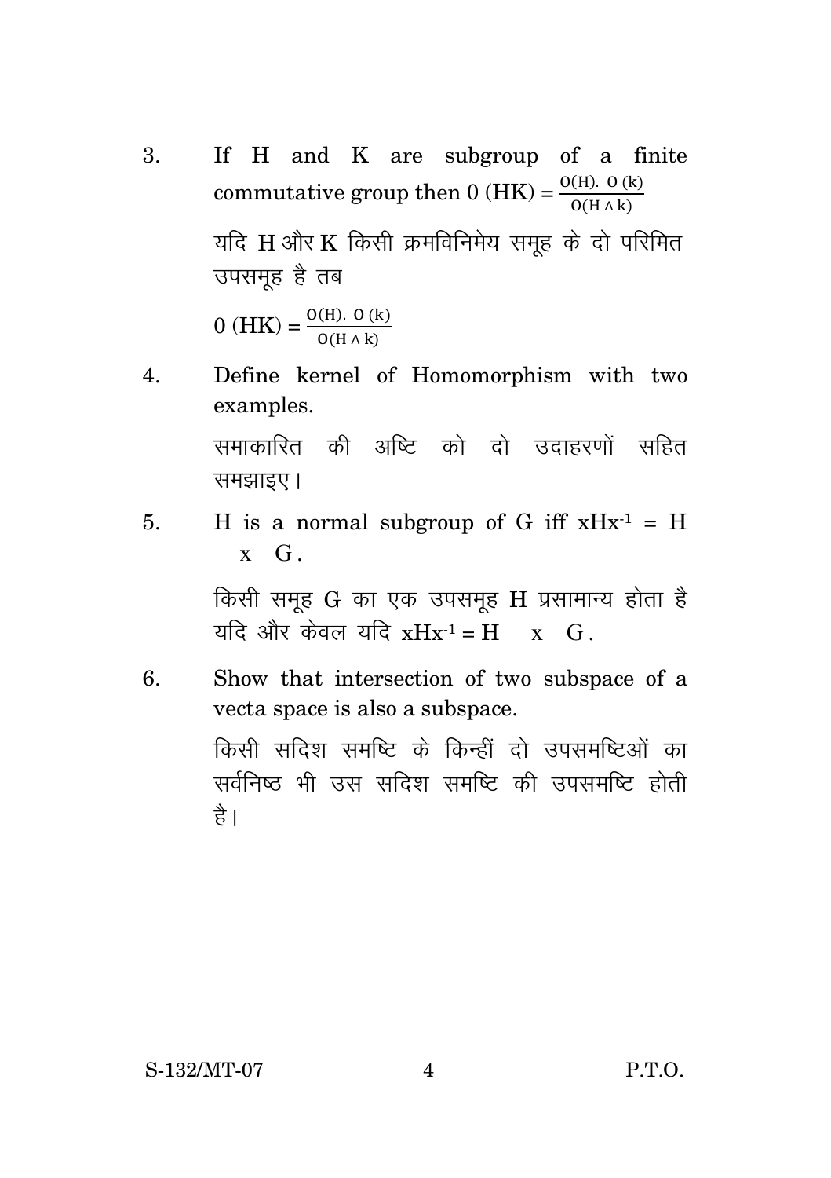3. If H and K are subgroup of a finite commutative group then $0\,(HK) = \frac{O(H).\ O\,(k)}{O(H \wedge k)}$

   यदि H और K किसी क्रमविनिमेय समूह के दो परिमित उपसमूह है तब

   $0\,(HK) = \frac{O(H).\ O\,(k)}{O(H \wedge k)}$

4. Define kernel of Homomorphism with two examples.

   समाकारित की अष्टि को दो उदाहरणों सहित समझाइए।

5. H is a normal subgroup of G iff $xHx^{-1} = H$ x G.

   किसी समूह G का एक उपसमूह H प्रसामान्य होता है यदि और केवल यदि $xHx^{-1} = H$ x G.

6. Show that intersection of two subspace of a vecta space is also a subspace.

   किसी सदिश समष्टि के किन्हीं दो उपसमष्टिओं का सर्वनिष्ठ भी उस सदिश समष्टि की उपसमष्टि होती है।